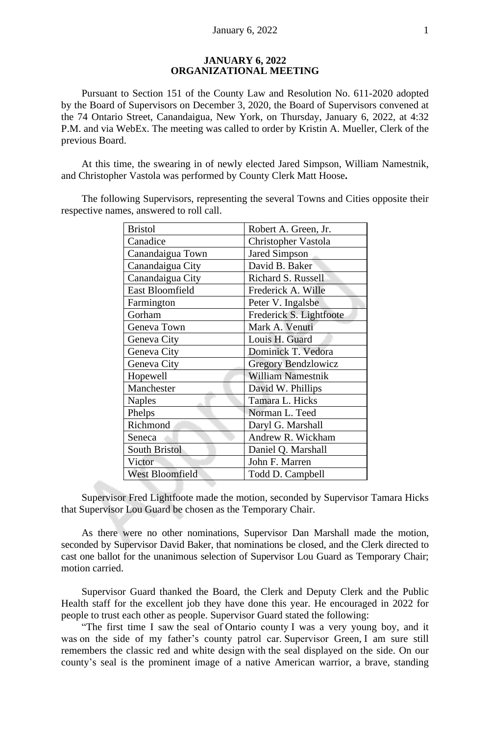**JANUARY 6, 2022**
**ORGANIZATIONAL MEETING**

Pursuant to Section 151 of the County Law and Resolution No. 611-2020 adopted by the Board of Supervisors on December 3, 2020, the Board of Supervisors convened at the 74 Ontario Street, Canandaigua, New York, on Thursday, January 6, 2022, at 4:32 P.M. and via WebEx. The meeting was called to order by Kristin A. Mueller, Clerk of the previous Board.

At this time, the swearing in of newly elected Jared Simpson, William Namestnik, and Christopher Vastola was performed by County Clerk Matt Hoose**.**

The following Supervisors, representing the several Towns and Cities opposite their respective names, answered to roll call.

| | |
|---|---|
| Bristol | Robert A. Green, Jr. |
| Canadice | Christopher Vastola |
| Canandaigua Town | Jared Simpson |
| Canandaigua City | David B. Baker |
| Canandaigua City | Richard S. Russell |
| East Bloomfield | Frederick A. Wille |
| Farmington | Peter V. Ingalsbe |
| Gorham | Frederick S. Lightfoote |
| Geneva Town | Mark A. Venuti |
| Geneva City | Louis H. Guard |
| Geneva City | Dominick T. Vedora |
| Geneva City | Gregory Bendzlowicz |
| Hopewell | William Namestnik |
| Manchester | David W. Phillips |
| Naples | Tamara L. Hicks |
| Phelps | Norman L. Teed |
| Richmond | Daryl G. Marshall |
| Seneca | Andrew R. Wickham |
| South Bristol | Daniel Q. Marshall |
| Victor | John F. Marren |
| West Bloomfield | Todd D. Campbell |

Supervisor Fred Lightfoote made the motion, seconded by Supervisor Tamara Hicks that Supervisor Lou Guard be chosen as the Temporary Chair.

As there were no other nominations, Supervisor Dan Marshall made the motion, seconded by Supervisor David Baker, that nominations be closed, and the Clerk directed to cast one ballot for the unanimous selection of Supervisor Lou Guard as Temporary Chair; motion carried.

Supervisor Guard thanked the Board, the Clerk and Deputy Clerk and the Public Health staff for the excellent job they have done this year. He encouraged in 2022 for people to trust each other as people. Supervisor Guard stated the following:

"The first time I saw the seal of Ontario county I was a very young boy, and it was on the side of my father's county patrol car. Supervisor Green, I am sure still remembers the classic red and white design with the seal displayed on the side. On our county's seal is the prominent image of a native American warrior, a brave, standing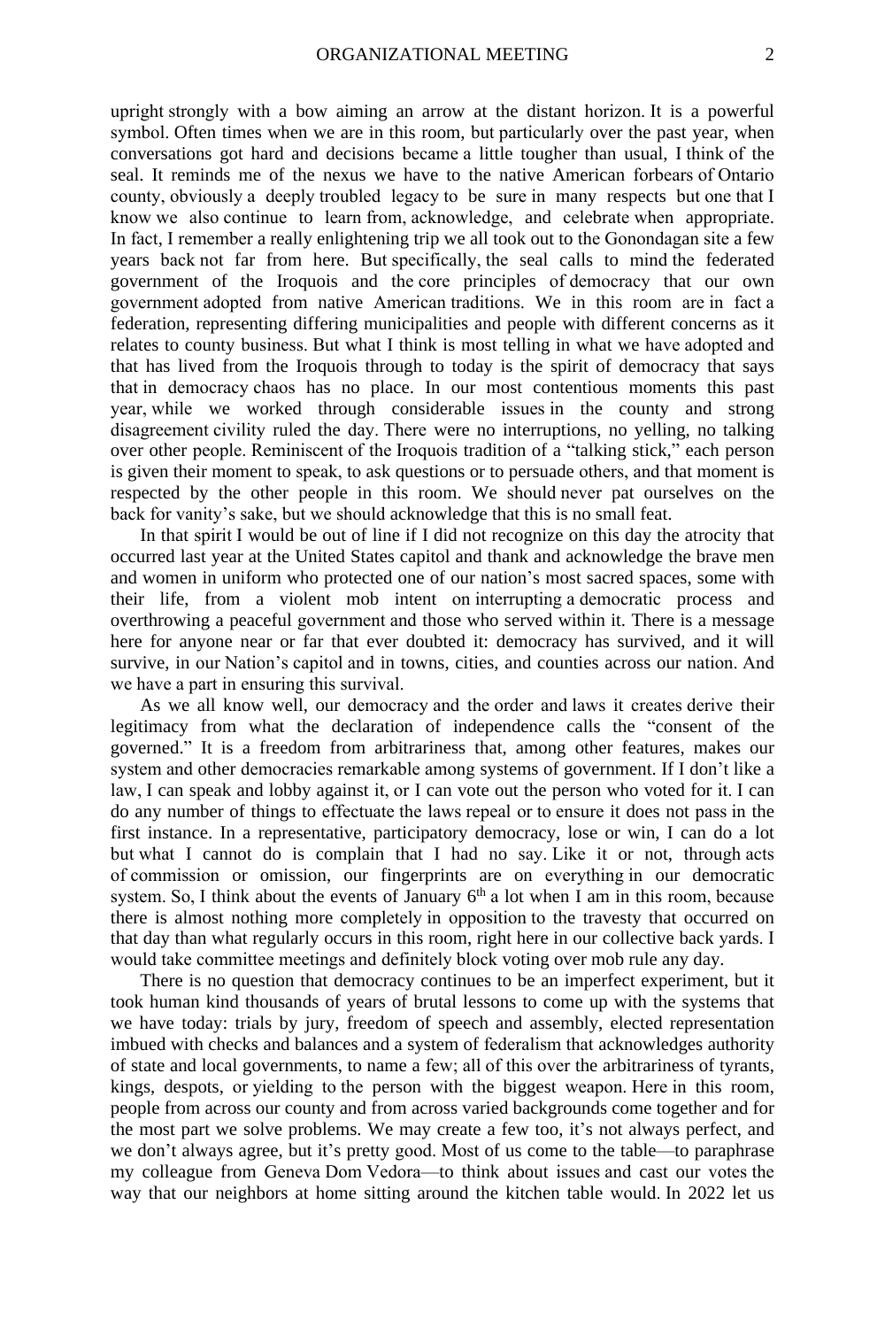upright strongly with a bow aiming an arrow at the distant horizon. It is a powerful symbol. Often times when we are in this room, but particularly over the past year, when conversations got hard and decisions became a little tougher than usual, I think of the seal. It reminds me of the nexus we have to the native American forbears of Ontario county, obviously a deeply troubled legacy to be sure in many respects but one that I know we also continue to learn from, acknowledge, and celebrate when appropriate. In fact, I remember a really enlightening trip we all took out to the Gonondagan site a few years back not far from here. But specifically, the seal calls to mind the federated government of the Iroquois and the core principles of democracy that our own government adopted from native American traditions. We in this room are in fact a federation, representing differing municipalities and people with different concerns as it relates to county business. But what I think is most telling in what we have adopted and that has lived from the Iroquois through to today is the spirit of democracy that says that in democracy chaos has no place. In our most contentious moments this past year, while we worked through considerable issues in the county and strong disagreement civility ruled the day. There were no interruptions, no yelling, no talking over other people. Reminiscent of the Iroquois tradition of a "talking stick," each person is given their moment to speak, to ask questions or to persuade others, and that moment is respected by the other people in this room. We should never pat ourselves on the back for vanity's sake, but we should acknowledge that this is no small feat.

In that spirit I would be out of line if I did not recognize on this day the atrocity that occurred last year at the United States capitol and thank and acknowledge the brave men and women in uniform who protected one of our nation's most sacred spaces, some with their life, from a violent mob intent on interrupting a democratic process and overthrowing a peaceful government and those who served within it. There is a message here for anyone near or far that ever doubted it: democracy has survived, and it will survive, in our Nation's capitol and in towns, cities, and counties across our nation. And we have a part in ensuring this survival.

As we all know well, our democracy and the order and laws it creates derive their legitimacy from what the declaration of independence calls the "consent of the governed." It is a freedom from arbitrariness that, among other features, makes our system and other democracies remarkable among systems of government. If I don't like a law, I can speak and lobby against it, or I can vote out the person who voted for it. I can do any number of things to effectuate the laws repeal or to ensure it does not pass in the first instance. In a representative, participatory democracy, lose or win, I can do a lot but what I cannot do is complain that I had no say. Like it or not, through acts of commission or omission, our fingerprints are on everything in our democratic system. So, I think about the events of January 6th a lot when I am in this room, because there is almost nothing more completely in opposition to the travesty that occurred on that day than what regularly occurs in this room, right here in our collective back yards. I would take committee meetings and definitely block voting over mob rule any day.

There is no question that democracy continues to be an imperfect experiment, but it took human kind thousands of years of brutal lessons to come up with the systems that we have today: trials by jury, freedom of speech and assembly, elected representation imbued with checks and balances and a system of federalism that acknowledges authority of state and local governments, to name a few; all of this over the arbitrariness of tyrants, kings, despots, or yielding to the person with the biggest weapon. Here in this room, people from across our county and from across varied backgrounds come together and for the most part we solve problems. We may create a few too, it's not always perfect, and we don't always agree, but it's pretty good. Most of us come to the table—to paraphrase my colleague from Geneva Dom Vedora—to think about issues and cast our votes the way that our neighbors at home sitting around the kitchen table would. In 2022 let us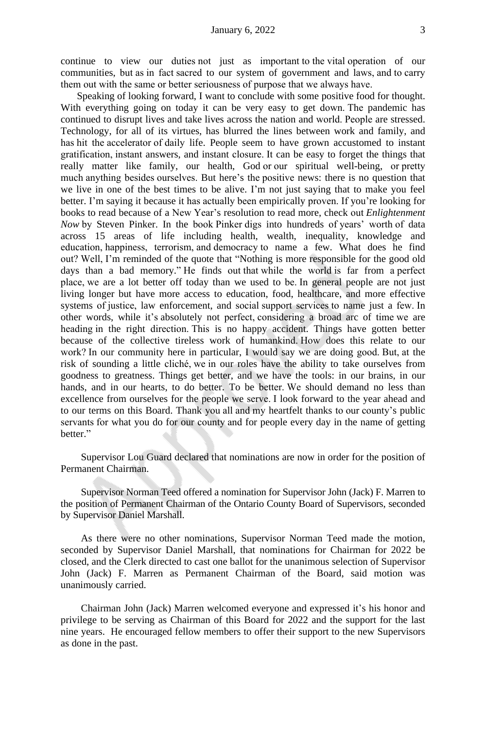continue to view our duties not just as important to the vital operation of our communities, but as in fact sacred to our system of government and laws, and to carry them out with the same or better seriousness of purpose that we always have.

Speaking of looking forward, I want to conclude with some positive food for thought. With everything going on today it can be very easy to get down. The pandemic has continued to disrupt lives and take lives across the nation and world. People are stressed. Technology, for all of its virtues, has blurred the lines between work and family, and has hit the accelerator of daily life. People seem to have grown accustomed to instant gratification, instant answers, and instant closure. It can be easy to forget the things that really matter like family, our health, God or our spiritual well-being, or pretty much anything besides ourselves. But here's the positive news: there is no question that we live in one of the best times to be alive. I'm not just saying that to make you feel better. I'm saying it because it has actually been empirically proven. If you're looking for books to read because of a New Year's resolution to read more, check out *Enlightenment Now* by Steven Pinker. In the book Pinker digs into hundreds of years' worth of data across 15 areas of life including health, wealth, inequality, knowledge and education, happiness, terrorism, and democracy to name a few. What does he find out? Well, I'm reminded of the quote that "Nothing is more responsible for the good old days than a bad memory." He finds out that while the world is far from a perfect place, we are a lot better off today than we used to be. In general people are not just living longer but have more access to education, food, healthcare, and more effective systems of justice, law enforcement, and social support services to name just a few. In other words, while it's absolutely not perfect, considering a broad arc of time we are heading in the right direction. This is no happy accident. Things have gotten better because of the collective tireless work of humankind. How does this relate to our work? In our community here in particular, I would say we are doing good. But, at the risk of sounding a little cliché, we in our roles have the ability to take ourselves from goodness to greatness. Things get better, and we have the tools: in our brains, in our hands, and in our hearts, to do better. To be better. We should demand no less than excellence from ourselves for the people we serve. I look forward to the year ahead and to our terms on this Board. Thank you all and my heartfelt thanks to our county's public servants for what you do for our county and for people every day in the name of getting better."

Supervisor Lou Guard declared that nominations are now in order for the position of Permanent Chairman.

Supervisor Norman Teed offered a nomination for Supervisor John (Jack) F. Marren to the position of Permanent Chairman of the Ontario County Board of Supervisors, seconded by Supervisor Daniel Marshall.

As there were no other nominations, Supervisor Norman Teed made the motion, seconded by Supervisor Daniel Marshall, that nominations for Chairman for 2022 be closed, and the Clerk directed to cast one ballot for the unanimous selection of Supervisor John (Jack) F. Marren as Permanent Chairman of the Board, said motion was unanimously carried.

Chairman John (Jack) Marren welcomed everyone and expressed it's his honor and privilege to be serving as Chairman of this Board for 2022 and the support for the last nine years. He encouraged fellow members to offer their support to the new Supervisors as done in the past.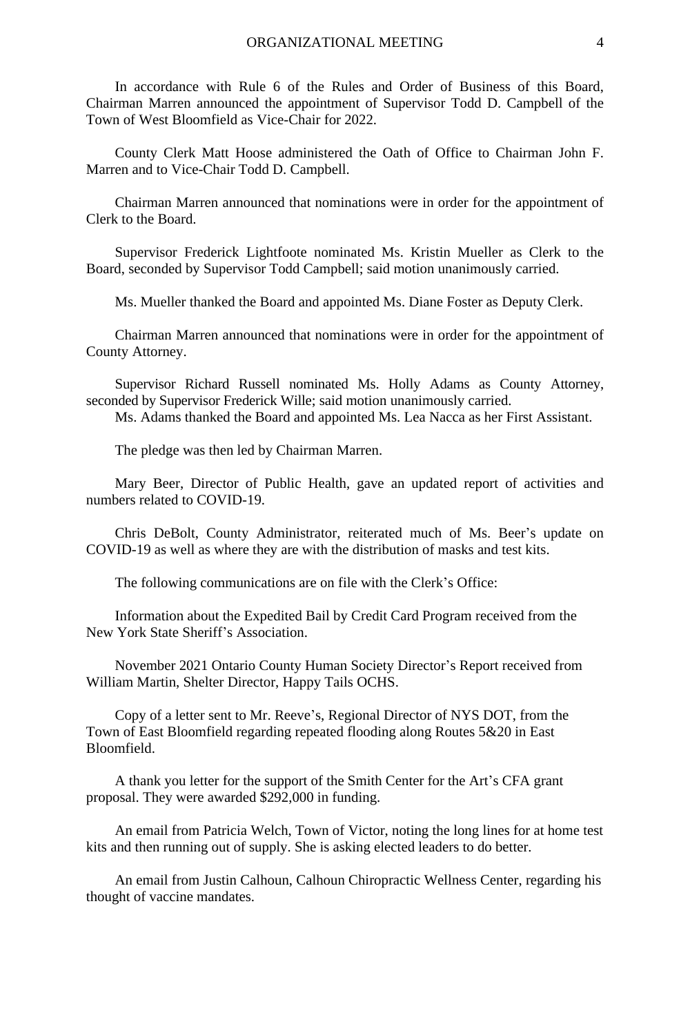In accordance with Rule 6 of the Rules and Order of Business of this Board, Chairman Marren announced the appointment of Supervisor Todd D. Campbell of the Town of West Bloomfield as Vice-Chair for 2022.

County Clerk Matt Hoose administered the Oath of Office to Chairman John F. Marren and to Vice-Chair Todd D. Campbell.

Chairman Marren announced that nominations were in order for the appointment of Clerk to the Board.

Supervisor Frederick Lightfoote nominated Ms. Kristin Mueller as Clerk to the Board, seconded by Supervisor Todd Campbell; said motion unanimously carried.

Ms. Mueller thanked the Board and appointed Ms. Diane Foster as Deputy Clerk.

Chairman Marren announced that nominations were in order for the appointment of County Attorney.

Supervisor Richard Russell nominated Ms. Holly Adams as County Attorney, seconded by Supervisor Frederick Wille; said motion unanimously carried.

Ms. Adams thanked the Board and appointed Ms. Lea Nacca as her First Assistant.

The pledge was then led by Chairman Marren.

Mary Beer, Director of Public Health, gave an updated report of activities and numbers related to COVID-19.

Chris DeBolt, County Administrator, reiterated much of Ms. Beer's update on COVID-19 as well as where they are with the distribution of masks and test kits.

The following communications are on file with the Clerk's Office:

Information about the Expedited Bail by Credit Card Program received from the New York State Sheriff's Association.

November 2021 Ontario County Human Society Director's Report received from William Martin, Shelter Director, Happy Tails OCHS.

Copy of a letter sent to Mr. Reeve's, Regional Director of NYS DOT, from the Town of East Bloomfield regarding repeated flooding along Routes 5&20 in East Bloomfield.

A thank you letter for the support of the Smith Center for the Art's CFA grant proposal. They were awarded $292,000 in funding.

An email from Patricia Welch, Town of Victor, noting the long lines for at home test kits and then running out of supply. She is asking elected leaders to do better.

An email from Justin Calhoun, Calhoun Chiropractic Wellness Center, regarding his thought of vaccine mandates.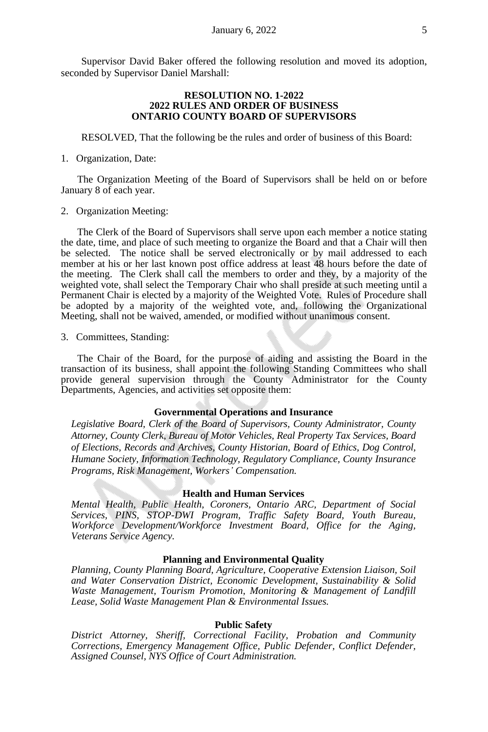Supervisor David Baker offered the following resolution and moved its adoption, seconded by Supervisor Daniel Marshall:

**RESOLUTION NO. 1-2022**
**2022 RULES AND ORDER OF BUSINESS**
**ONTARIO COUNTY BOARD OF SUPERVISORS**

RESOLVED, That the following be the rules and order of business of this Board:

1. Organization, Date:

The Organization Meeting of the Board of Supervisors shall be held on or before January 8 of each year.

2. Organization Meeting:

The Clerk of the Board of Supervisors shall serve upon each member a notice stating the date, time, and place of such meeting to organize the Board and that a Chair will then be selected. The notice shall be served electronically or by mail addressed to each member at his or her last known post office address at least 48 hours before the date of the meeting. The Clerk shall call the members to order and they, by a majority of the weighted vote, shall select the Temporary Chair who shall preside at such meeting until a Permanent Chair is elected by a majority of the Weighted Vote. Rules of Procedure shall be adopted by a majority of the weighted vote, and, following the Organizational Meeting, shall not be waived, amended, or modified without unanimous consent.

3. Committees, Standing:

The Chair of the Board, for the purpose of aiding and assisting the Board in the transaction of its business, shall appoint the following Standing Committees who shall provide general supervision through the County Administrator for the County Departments, Agencies, and activities set opposite them:

**Governmental Operations and Insurance**

*Legislative Board, Clerk of the Board of Supervisors, County Administrator, County Attorney, County Clerk, Bureau of Motor Vehicles, Real Property Tax Services, Board of Elections, Records and Archives, County Historian, Board of Ethics, Dog Control, Humane Society, Information Technology, Regulatory Compliance, County Insurance Programs, Risk Management, Workers' Compensation.*

**Health and Human Services**

*Mental Health, Public Health, Coroners, Ontario ARC, Department of Social Services, PINS, STOP-DWI Program, Traffic Safety Board, Youth Bureau, Workforce Development/Workforce Investment Board, Office for the Aging, Veterans Service Agency.*

**Planning and Environmental Quality**

*Planning, County Planning Board, Agriculture, Cooperative Extension Liaison, Soil and Water Conservation District, Economic Development, Sustainability & Solid Waste Management, Tourism Promotion, Monitoring & Management of Landfill Lease, Solid Waste Management Plan & Environmental Issues.*

**Public Safety**

*District Attorney, Sheriff, Correctional Facility, Probation and Community Corrections, Emergency Management Office, Public Defender, Conflict Defender, Assigned Counsel, NYS Office of Court Administration.*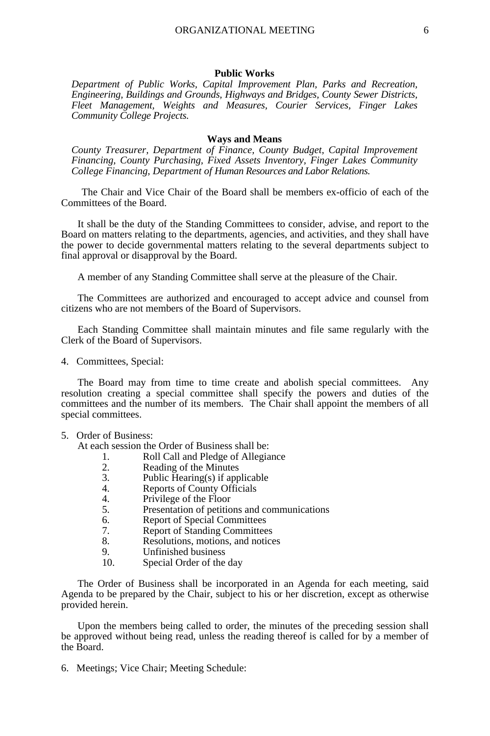**Public Works**

*Department of Public Works, Capital Improvement Plan, Parks and Recreation, Engineering, Buildings and Grounds, Highways and Bridges, County Sewer Districts, Fleet Management, Weights and Measures, Courier Services, Finger Lakes Community College Projects.*

**Ways and Means**

*County Treasurer, Department of Finance, County Budget, Capital Improvement Financing, County Purchasing, Fixed Assets Inventory, Finger Lakes Community College Financing, Department of Human Resources and Labor Relations.*

The Chair and Vice Chair of the Board shall be members ex-officio of each of the Committees of the Board.

It shall be the duty of the Standing Committees to consider, advise, and report to the Board on matters relating to the departments, agencies, and activities, and they shall have the power to decide governmental matters relating to the several departments subject to final approval or disapproval by the Board.

A member of any Standing Committee shall serve at the pleasure of the Chair.

The Committees are authorized and encouraged to accept advice and counsel from citizens who are not members of the Board of Supervisors.

Each Standing Committee shall maintain minutes and file same regularly with the Clerk of the Board of Supervisors.

4. Committees, Special:

The Board may from time to time create and abolish special committees. Any resolution creating a special committee shall specify the powers and duties of the committees and the number of its members. The Chair shall appoint the members of all special committees.

5. Order of Business:

At each session the Order of Business shall be:

1. Roll Call and Pledge of Allegiance
2. Reading of the Minutes
3. Public Hearing(s) if applicable
4. Reports of County Officials
4. Privilege of the Floor
5. Presentation of petitions and communications
6. Report of Special Committees
7. Report of Standing Committees
8. Resolutions, motions, and notices
9. Unfinished business
10. Special Order of the day

The Order of Business shall be incorporated in an Agenda for each meeting, said Agenda to be prepared by the Chair, subject to his or her discretion, except as otherwise provided herein.

Upon the members being called to order, the minutes of the preceding session shall be approved without being read, unless the reading thereof is called for by a member of the Board.

6. Meetings; Vice Chair; Meeting Schedule: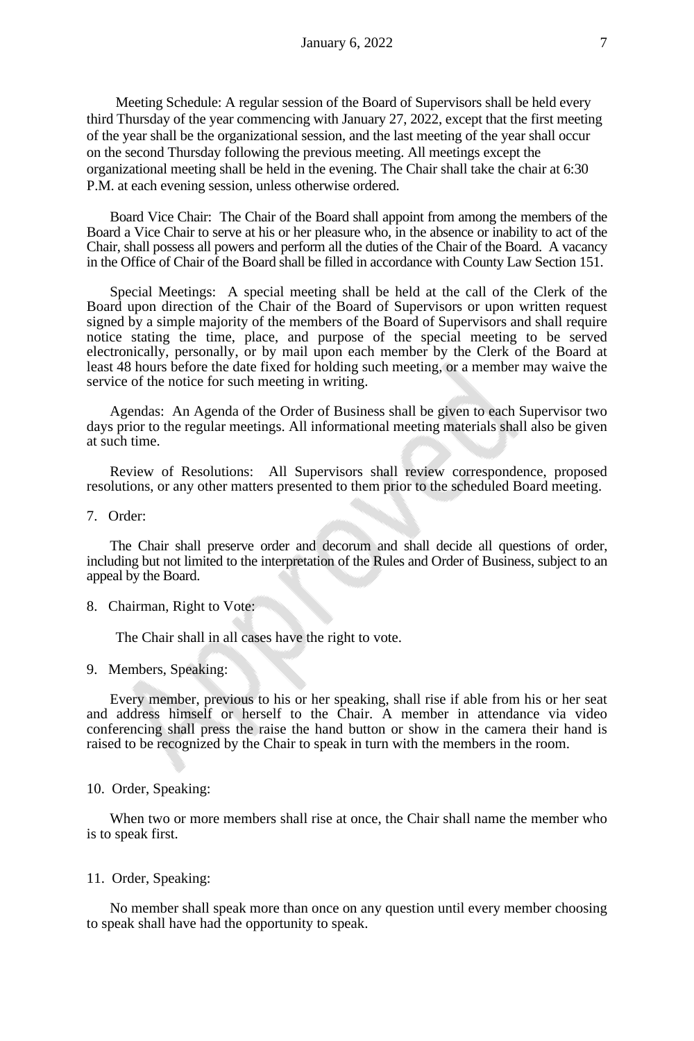Meeting Schedule: A regular session of the Board of Supervisors shall be held every third Thursday of the year commencing with January 27, 2022, except that the first meeting of the year shall be the organizational session, and the last meeting of the year shall occur on the second Thursday following the previous meeting. All meetings except the organizational meeting shall be held in the evening. The Chair shall take the chair at 6:30 P.M. at each evening session, unless otherwise ordered.

Board Vice Chair: The Chair of the Board shall appoint from among the members of the Board a Vice Chair to serve at his or her pleasure who, in the absence or inability to act of the Chair, shall possess all powers and perform all the duties of the Chair of the Board. A vacancy in the Office of Chair of the Board shall be filled in accordance with County Law Section 151.

Special Meetings: A special meeting shall be held at the call of the Clerk of the Board upon direction of the Chair of the Board of Supervisors or upon written request signed by a simple majority of the members of the Board of Supervisors and shall require notice stating the time, place, and purpose of the special meeting to be served electronically, personally, or by mail upon each member by the Clerk of the Board at least 48 hours before the date fixed for holding such meeting, or a member may waive the service of the notice for such meeting in writing.

Agendas: An Agenda of the Order of Business shall be given to each Supervisor two days prior to the regular meetings. All informational meeting materials shall also be given at such time.

Review of Resolutions: All Supervisors shall review correspondence, proposed resolutions, or any other matters presented to them prior to the scheduled Board meeting.

7. Order:

The Chair shall preserve order and decorum and shall decide all questions of order, including but not limited to the interpretation of the Rules and Order of Business, subject to an appeal by the Board.

8. Chairman, Right to Vote:

The Chair shall in all cases have the right to vote.

9. Members, Speaking:

Every member, previous to his or her speaking, shall rise if able from his or her seat and address himself or herself to the Chair. A member in attendance via video conferencing shall press the raise the hand button or show in the camera their hand is raised to be recognized by the Chair to speak in turn with the members in the room.

10. Order, Speaking:

When two or more members shall rise at once, the Chair shall name the member who is to speak first.

11. Order, Speaking:

No member shall speak more than once on any question until every member choosing to speak shall have had the opportunity to speak.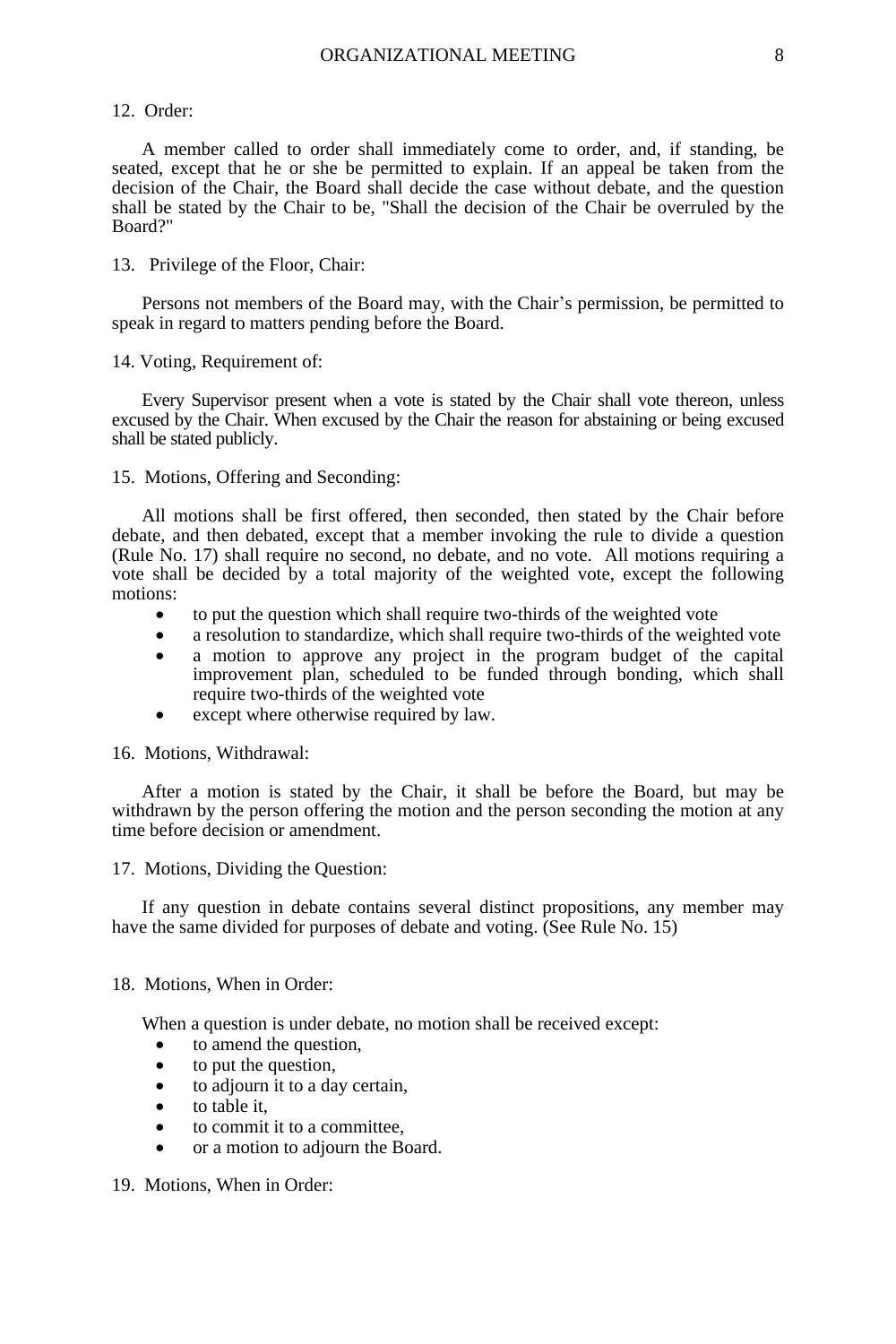12. Order:

A member called to order shall immediately come to order, and, if standing, be seated, except that he or she be permitted to explain. If an appeal be taken from the decision of the Chair, the Board shall decide the case without debate, and the question shall be stated by the Chair to be, "Shall the decision of the Chair be overruled by the Board?"

13. Privilege of the Floor, Chair:

Persons not members of the Board may, with the Chair’s permission, be permitted to speak in regard to matters pending before the Board.

14. Voting, Requirement of:

Every Supervisor present when a vote is stated by the Chair shall vote thereon, unless excused by the Chair. When excused by the Chair the reason for abstaining or being excused shall be stated publicly.

15. Motions, Offering and Seconding:

All motions shall be first offered, then seconded, then stated by the Chair before debate, and then debated, except that a member invoking the rule to divide a question (Rule No. 17) shall require no second, no debate, and no vote. All motions requiring a vote shall be decided by a total majority of the weighted vote, except the following motions:

- to put the question which shall require two-thirds of the weighted vote
- a resolution to standardize, which shall require two-thirds of the weighted vote
- a motion to approve any project in the program budget of the capital improvement plan, scheduled to be funded through bonding, which shall require two-thirds of the weighted vote
- except where otherwise required by law.

16. Motions, Withdrawal:

After a motion is stated by the Chair, it shall be before the Board, but may be withdrawn by the person offering the motion and the person seconding the motion at any time before decision or amendment.

17. Motions, Dividing the Question:

If any question in debate contains several distinct propositions, any member may have the same divided for purposes of debate and voting. (See Rule No. 15)

18. Motions, When in Order:

When a question is under debate, no motion shall be received except:

- to amend the question,
- to put the question,
- to adjourn it to a day certain,
- to table it,
- to commit it to a committee,
- or a motion to adjourn the Board.

19. Motions, When in Order: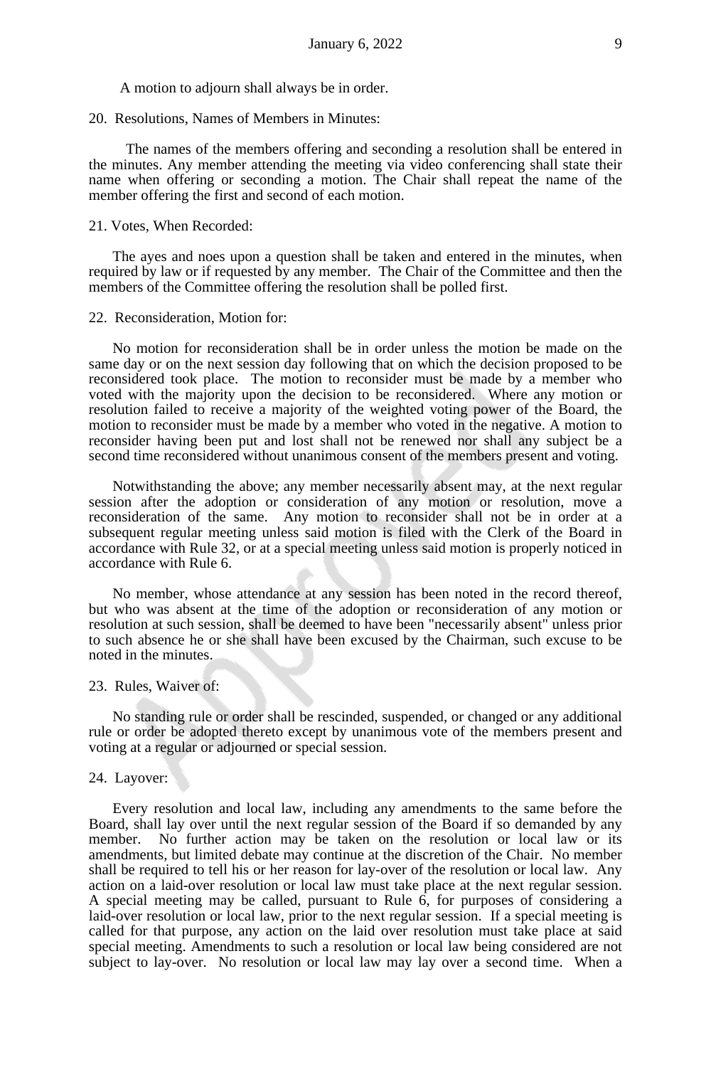A motion to adjourn shall always be in order.

20. Resolutions, Names of Members in Minutes:

The names of the members offering and seconding a resolution shall be entered in the minutes. Any member attending the meeting via video conferencing shall state their name when offering or seconding a motion. The Chair shall repeat the name of the member offering the first and second of each motion.

21. Votes, When Recorded:

The ayes and noes upon a question shall be taken and entered in the minutes, when required by law or if requested by any member. The Chair of the Committee and then the members of the Committee offering the resolution shall be polled first.

22. Reconsideration, Motion for:

No motion for reconsideration shall be in order unless the motion be made on the same day or on the next session day following that on which the decision proposed to be reconsidered took place. The motion to reconsider must be made by a member who voted with the majority upon the decision to be reconsidered. Where any motion or resolution failed to receive a majority of the weighted voting power of the Board, the motion to reconsider must be made by a member who voted in the negative. A motion to reconsider having been put and lost shall not be renewed nor shall any subject be a second time reconsidered without unanimous consent of the members present and voting.

Notwithstanding the above; any member necessarily absent may, at the next regular session after the adoption or consideration of any motion or resolution, move a reconsideration of the same. Any motion to reconsider shall not be in order at a subsequent regular meeting unless said motion is filed with the Clerk of the Board in accordance with Rule 32, or at a special meeting unless said motion is properly noticed in accordance with Rule 6.

No member, whose attendance at any session has been noted in the record thereof, but who was absent at the time of the adoption or reconsideration of any motion or resolution at such session, shall be deemed to have been "necessarily absent" unless prior to such absence he or she shall have been excused by the Chairman, such excuse to be noted in the minutes.

23. Rules, Waiver of:

No standing rule or order shall be rescinded, suspended, or changed or any additional rule or order be adopted thereto except by unanimous vote of the members present and voting at a regular or adjourned or special session.

24. Layover:

Every resolution and local law, including any amendments to the same before the Board, shall lay over until the next regular session of the Board if so demanded by any member. No further action may be taken on the resolution or local law or its amendments, but limited debate may continue at the discretion of the Chair. No member shall be required to tell his or her reason for lay-over of the resolution or local law. Any action on a laid-over resolution or local law must take place at the next regular session. A special meeting may be called, pursuant to Rule 6, for purposes of considering a laid-over resolution or local law, prior to the next regular session. If a special meeting is called for that purpose, any action on the laid over resolution must take place at said special meeting. Amendments to such a resolution or local law being considered are not subject to lay-over. No resolution or local law may lay over a second time. When a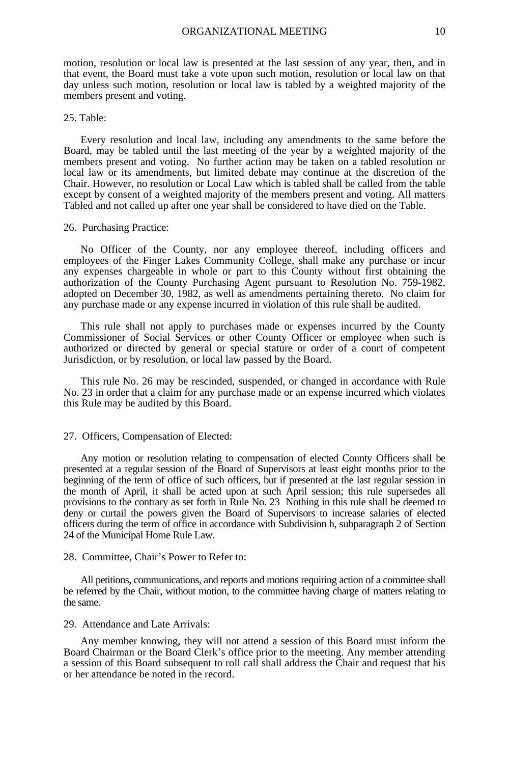motion, resolution or local law is presented at the last session of any year, then, and in that event, the Board must take a vote upon such motion, resolution or local law on that day unless such motion, resolution or local law is tabled by a weighted majority of the members present and voting.

25. Table:

Every resolution and local law, including any amendments to the same before the Board, may be tabled until the last meeting of the year by a weighted majority of the members present and voting. No further action may be taken on a tabled resolution or local law or its amendments, but limited debate may continue at the discretion of the Chair. However, no resolution or Local Law which is tabled shall be called from the table except by consent of a weighted majority of the members present and voting. All matters Tabled and not called up after one year shall be considered to have died on the Table.

26. Purchasing Practice:

No Officer of the County, nor any employee thereof, including officers and employees of the Finger Lakes Community College, shall make any purchase or incur any expenses chargeable in whole or part to this County without first obtaining the authorization of the County Purchasing Agent pursuant to Resolution No. 759-1982, adopted on December 30, 1982, as well as amendments pertaining thereto. No claim for any purchase made or any expense incurred in violation of this rule shall be audited.

This rule shall not apply to purchases made or expenses incurred by the County Commissioner of Social Services or other County Officer or employee when such is authorized or directed by general or special stature or order of a court of competent Jurisdiction, or by resolution, or local law passed by the Board.

This rule No. 26 may be rescinded, suspended, or changed in accordance with Rule No. 23 in order that a claim for any purchase made or an expense incurred which violates this Rule may be audited by this Board.

27. Officers, Compensation of Elected:

Any motion or resolution relating to compensation of elected County Officers shall be presented at a regular session of the Board of Supervisors at least eight months prior to the beginning of the term of office of such officers, but if presented at the last regular session in the month of April, it shall be acted upon at such April session; this rule supersedes all provisions to the contrary as set forth in Rule No. 23 Nothing in this rule shall be deemed to deny or curtail the powers given the Board of Supervisors to increase salaries of elected officers during the term of office in accordance with Subdivision h, subparagraph 2 of Section 24 of the Municipal Home Rule Law.

28. Committee, Chair's Power to Refer to:

All petitions, communications, and reports and motions requiring action of a committee shall be referred by the Chair, without motion, to the committee having charge of matters relating to the same.

29. Attendance and Late Arrivals:

Any member knowing, they will not attend a session of this Board must inform the Board Chairman or the Board Clerk's office prior to the meeting. Any member attending a session of this Board subsequent to roll call shall address the Chair and request that his or her attendance be noted in the record.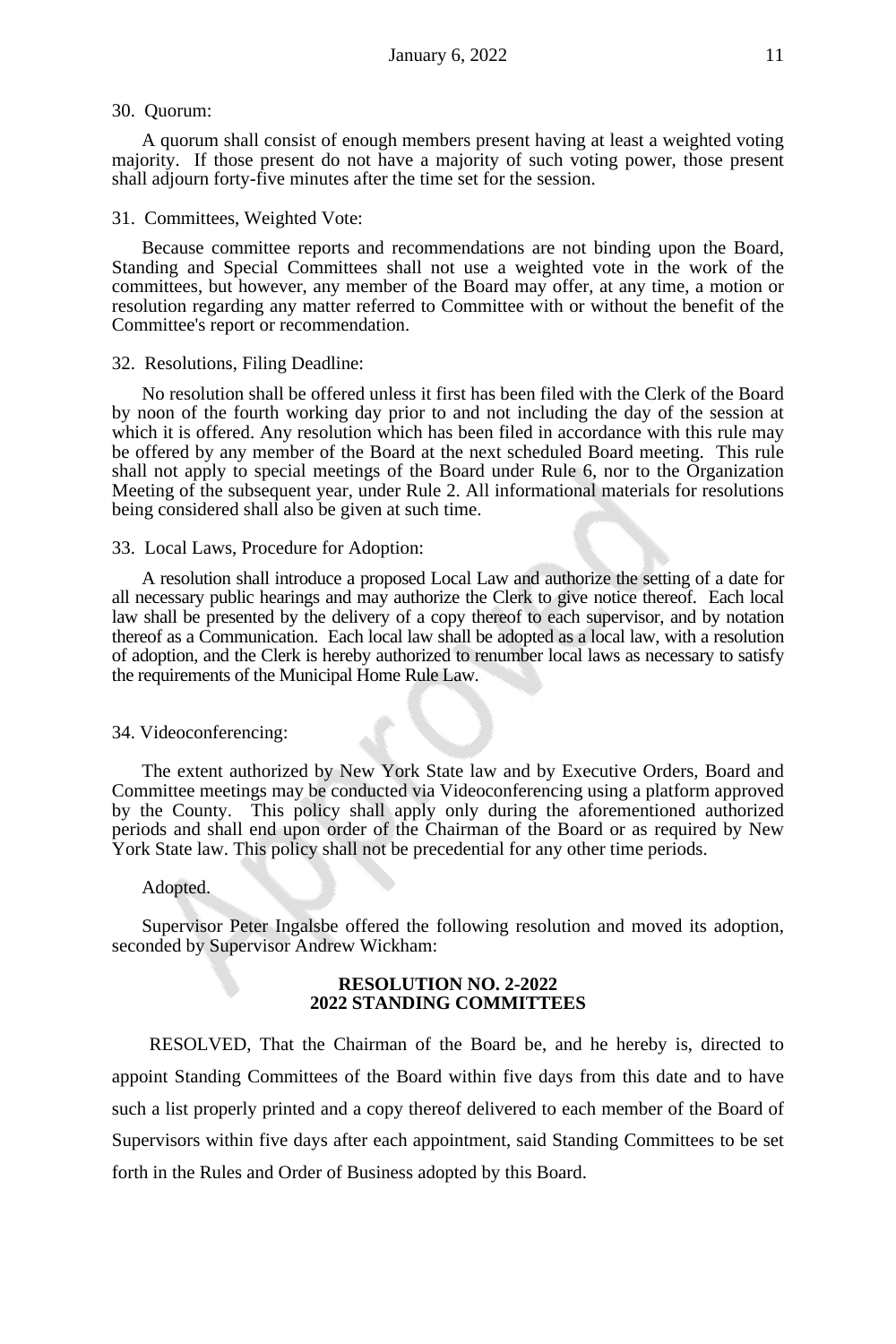30. Quorum:

A quorum shall consist of enough members present having at least a weighted voting majority. If those present do not have a majority of such voting power, those present shall adjourn forty-five minutes after the time set for the session.

31. Committees, Weighted Vote:

Because committee reports and recommendations are not binding upon the Board, Standing and Special Committees shall not use a weighted vote in the work of the committees, but however, any member of the Board may offer, at any time, a motion or resolution regarding any matter referred to Committee with or without the benefit of the Committee's report or recommendation.

32. Resolutions, Filing Deadline:

No resolution shall be offered unless it first has been filed with the Clerk of the Board by noon of the fourth working day prior to and not including the day of the session at which it is offered. Any resolution which has been filed in accordance with this rule may be offered by any member of the Board at the next scheduled Board meeting. This rule shall not apply to special meetings of the Board under Rule 6, nor to the Organization Meeting of the subsequent year, under Rule 2. All informational materials for resolutions being considered shall also be given at such time.

33. Local Laws, Procedure for Adoption:

A resolution shall introduce a proposed Local Law and authorize the setting of a date for all necessary public hearings and may authorize the Clerk to give notice thereof. Each local law shall be presented by the delivery of a copy thereof to each supervisor, and by notation thereof as a Communication. Each local law shall be adopted as a local law, with a resolution of adoption, and the Clerk is hereby authorized to renumber local laws as necessary to satisfy the requirements of the Municipal Home Rule Law.

34. Videoconferencing:

The extent authorized by New York State law and by Executive Orders, Board and Committee meetings may be conducted via Videoconferencing using a platform approved by the County. This policy shall apply only during the aforementioned authorized periods and shall end upon order of the Chairman of the Board or as required by New York State law. This policy shall not be precedential for any other time periods.

Adopted.

Supervisor Peter Ingalsbe offered the following resolution and moved its adoption, seconded by Supervisor Andrew Wickham:

**RESOLUTION NO. 2-2022**
**2022 STANDING COMMITTEES**

RESOLVED, That the Chairman of the Board be, and he hereby is, directed to appoint Standing Committees of the Board within five days from this date and to have such a list properly printed and a copy thereof delivered to each member of the Board of Supervisors within five days after each appointment, said Standing Committees to be set forth in the Rules and Order of Business adopted by this Board.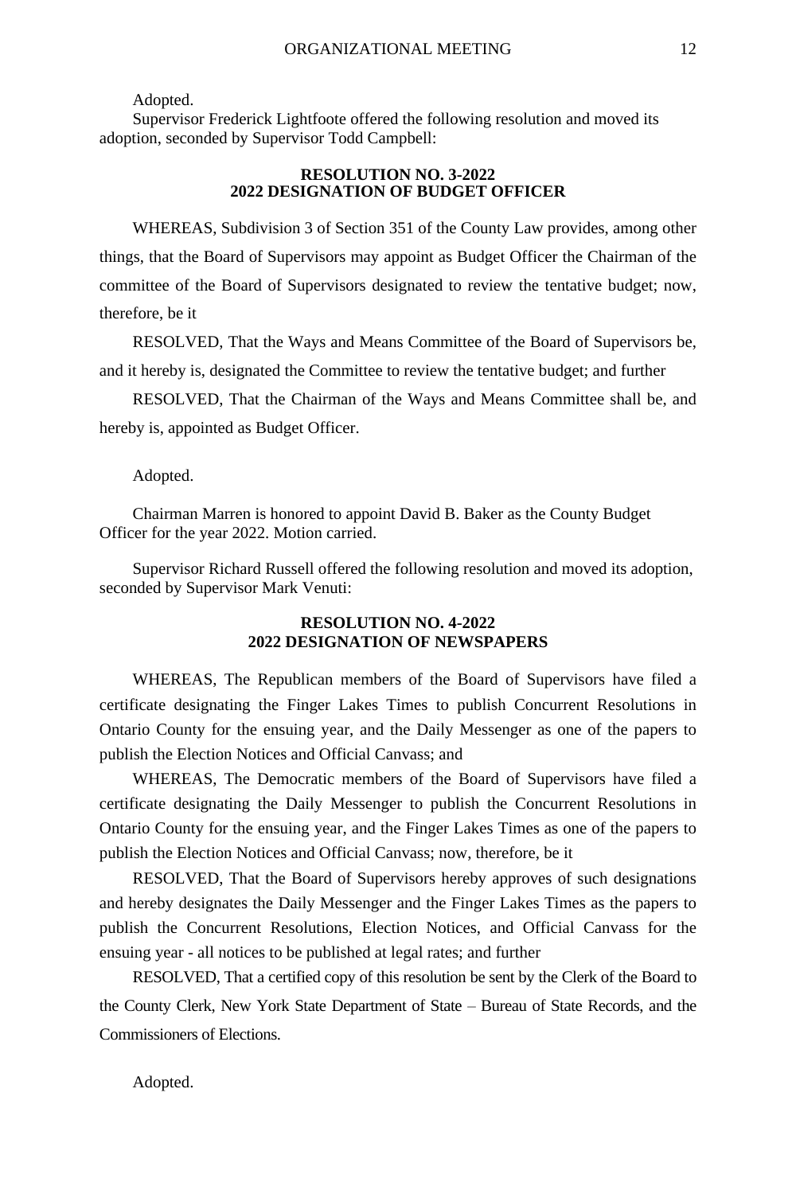Adopted.

Supervisor Frederick Lightfoote offered the following resolution and moved its adoption, seconded by Supervisor Todd Campbell:

**RESOLUTION NO. 3-2022**
**2022 DESIGNATION OF BUDGET OFFICER**

WHEREAS, Subdivision 3 of Section 351 of the County Law provides, among other things, that the Board of Supervisors may appoint as Budget Officer the Chairman of the committee of the Board of Supervisors designated to review the tentative budget; now, therefore, be it

RESOLVED, That the Ways and Means Committee of the Board of Supervisors be, and it hereby is, designated the Committee to review the tentative budget; and further

RESOLVED, That the Chairman of the Ways and Means Committee shall be, and hereby is, appointed as Budget Officer.

Adopted.

Chairman Marren is honored to appoint David B. Baker as the County Budget Officer for the year 2022. Motion carried.

Supervisor Richard Russell offered the following resolution and moved its adoption, seconded by Supervisor Mark Venuti:

**RESOLUTION NO. 4-2022**
**2022 DESIGNATION OF NEWSPAPERS**

WHEREAS, The Republican members of the Board of Supervisors have filed a certificate designating the Finger Lakes Times to publish Concurrent Resolutions in Ontario County for the ensuing year, and the Daily Messenger as one of the papers to publish the Election Notices and Official Canvass; and

WHEREAS, The Democratic members of the Board of Supervisors have filed a certificate designating the Daily Messenger to publish the Concurrent Resolutions in Ontario County for the ensuing year, and the Finger Lakes Times as one of the papers to publish the Election Notices and Official Canvass; now, therefore, be it

RESOLVED, That the Board of Supervisors hereby approves of such designations and hereby designates the Daily Messenger and the Finger Lakes Times as the papers to publish the Concurrent Resolutions, Election Notices, and Official Canvass for the ensuing year - all notices to be published at legal rates; and further

RESOLVED, That a certified copy of this resolution be sent by the Clerk of the Board to the County Clerk, New York State Department of State – Bureau of State Records, and the Commissioners of Elections.

Adopted.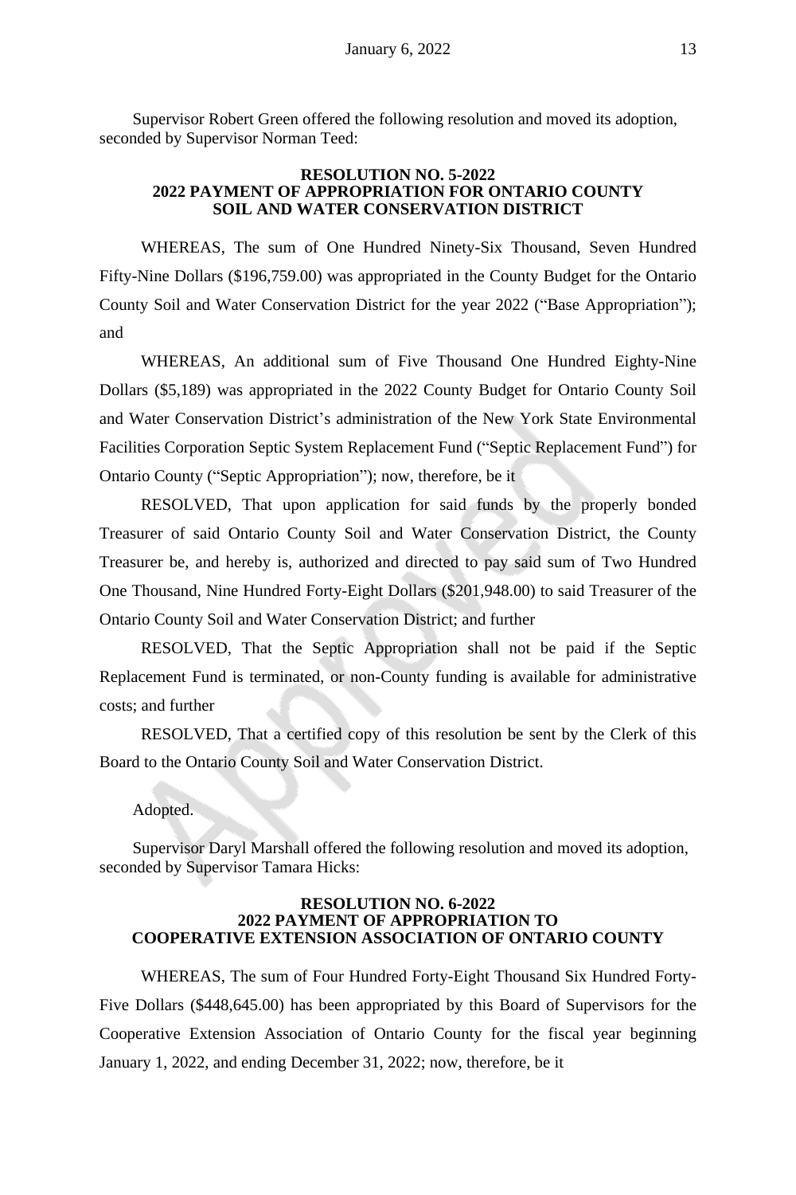Supervisor Robert Green offered the following resolution and moved its adoption, seconded by Supervisor Norman Teed:

### RESOLUTION NO. 5-2022
### 2022 PAYMENT OF APPROPRIATION FOR ONTARIO COUNTY SOIL AND WATER CONSERVATION DISTRICT

WHEREAS, The sum of One Hundred Ninety-Six Thousand, Seven Hundred Fifty-Nine Dollars ($196,759.00) was appropriated in the County Budget for the Ontario County Soil and Water Conservation District for the year 2022 ("Base Appropriation"); and

WHEREAS, An additional sum of Five Thousand One Hundred Eighty-Nine Dollars ($5,189) was appropriated in the 2022 County Budget for Ontario County Soil and Water Conservation District's administration of the New York State Environmental Facilities Corporation Septic System Replacement Fund ("Septic Replacement Fund") for Ontario County ("Septic Appropriation"); now, therefore, be it

RESOLVED, That upon application for said funds by the properly bonded Treasurer of said Ontario County Soil and Water Conservation District, the County Treasurer be, and hereby is, authorized and directed to pay said sum of Two Hundred One Thousand, Nine Hundred Forty-Eight Dollars ($201,948.00) to said Treasurer of the Ontario County Soil and Water Conservation District; and further

RESOLVED, That the Septic Appropriation shall not be paid if the Septic Replacement Fund is terminated, or non-County funding is available for administrative costs; and further

RESOLVED, That a certified copy of this resolution be sent by the Clerk of this Board to the Ontario County Soil and Water Conservation District.

Adopted.

Supervisor Daryl Marshall offered the following resolution and moved its adoption, seconded by Supervisor Tamara Hicks:

### RESOLUTION NO. 6-2022
### 2022 PAYMENT OF APPROPRIATION TO COOPERATIVE EXTENSION ASSOCIATION OF ONTARIO COUNTY

WHEREAS, The sum of Four Hundred Forty-Eight Thousand Six Hundred Forty-Five Dollars ($448,645.00) has been appropriated by this Board of Supervisors for the Cooperative Extension Association of Ontario County for the fiscal year beginning January 1, 2022, and ending December 31, 2022; now, therefore, be it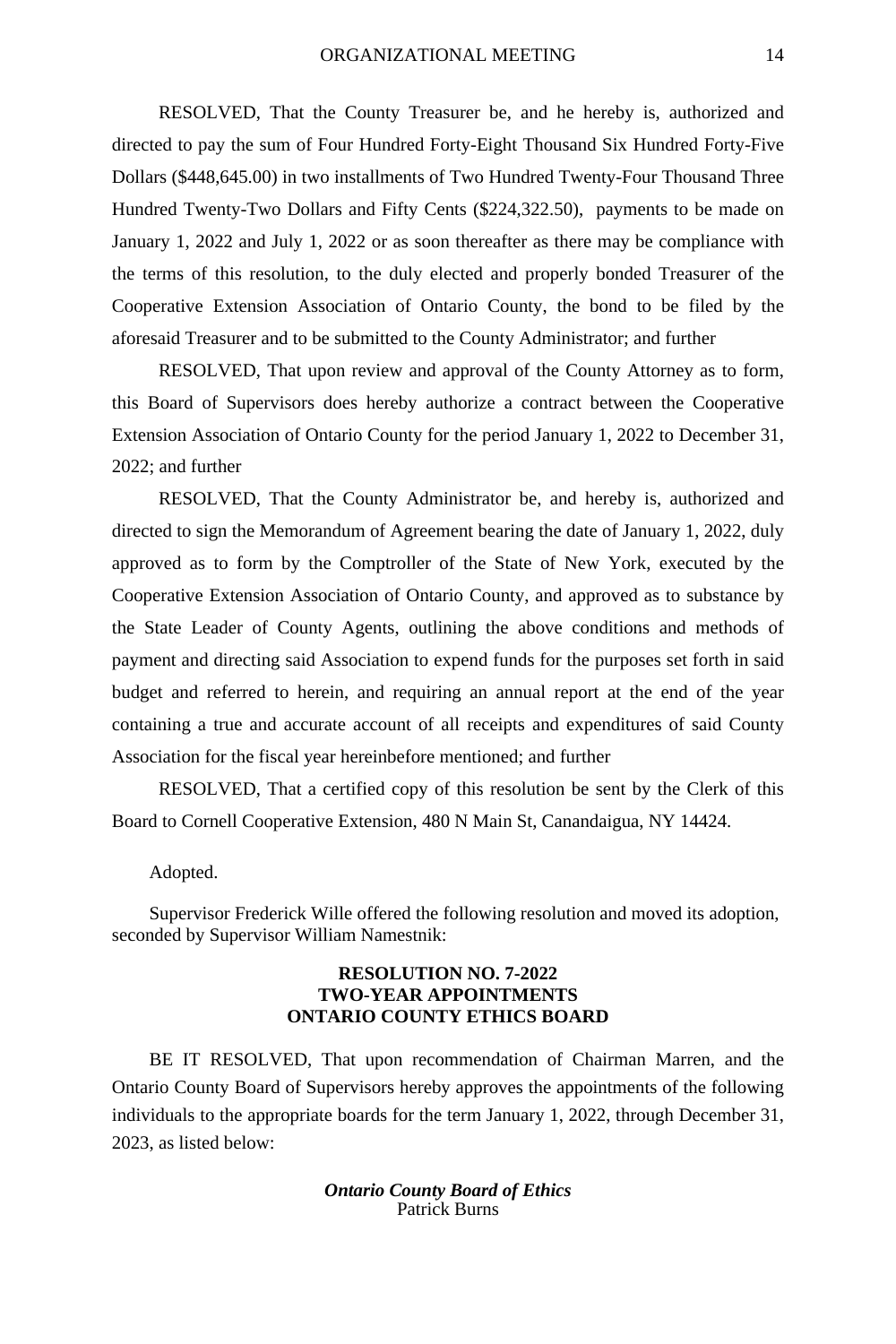RESOLVED, That the County Treasurer be, and he hereby is, authorized and directed to pay the sum of Four Hundred Forty-Eight Thousand Six Hundred Forty-Five Dollars ($448,645.00) in two installments of Two Hundred Twenty-Four Thousand Three Hundred Twenty-Two Dollars and Fifty Cents ($224,322.50), payments to be made on January 1, 2022 and July 1, 2022 or as soon thereafter as there may be compliance with the terms of this resolution, to the duly elected and properly bonded Treasurer of the Cooperative Extension Association of Ontario County, the bond to be filed by the aforesaid Treasurer and to be submitted to the County Administrator; and further

RESOLVED, That upon review and approval of the County Attorney as to form, this Board of Supervisors does hereby authorize a contract between the Cooperative Extension Association of Ontario County for the period January 1, 2022 to December 31, 2022; and further

RESOLVED, That the County Administrator be, and hereby is, authorized and directed to sign the Memorandum of Agreement bearing the date of January 1, 2022, duly approved as to form by the Comptroller of the State of New York, executed by the Cooperative Extension Association of Ontario County, and approved as to substance by the State Leader of County Agents, outlining the above conditions and methods of payment and directing said Association to expend funds for the purposes set forth in said budget and referred to herein, and requiring an annual report at the end of the year containing a true and accurate account of all receipts and expenditures of said County Association for the fiscal year hereinbefore mentioned; and further

RESOLVED, That a certified copy of this resolution be sent by the Clerk of this Board to Cornell Cooperative Extension, 480 N Main St, Canandaigua, NY 14424.

Adopted.

Supervisor Frederick Wille offered the following resolution and moved its adoption, seconded by Supervisor William Namestnik:

**RESOLUTION NO. 7-2022**
**TWO-YEAR APPOINTMENTS**
**ONTARIO COUNTY ETHICS BOARD**

BE IT RESOLVED, That upon recommendation of Chairman Marren, and the Ontario County Board of Supervisors hereby approves the appointments of the following individuals to the appropriate boards for the term January 1, 2022, through December 31, 2023, as listed below:

***Ontario County Board of Ethics***
Patrick Burns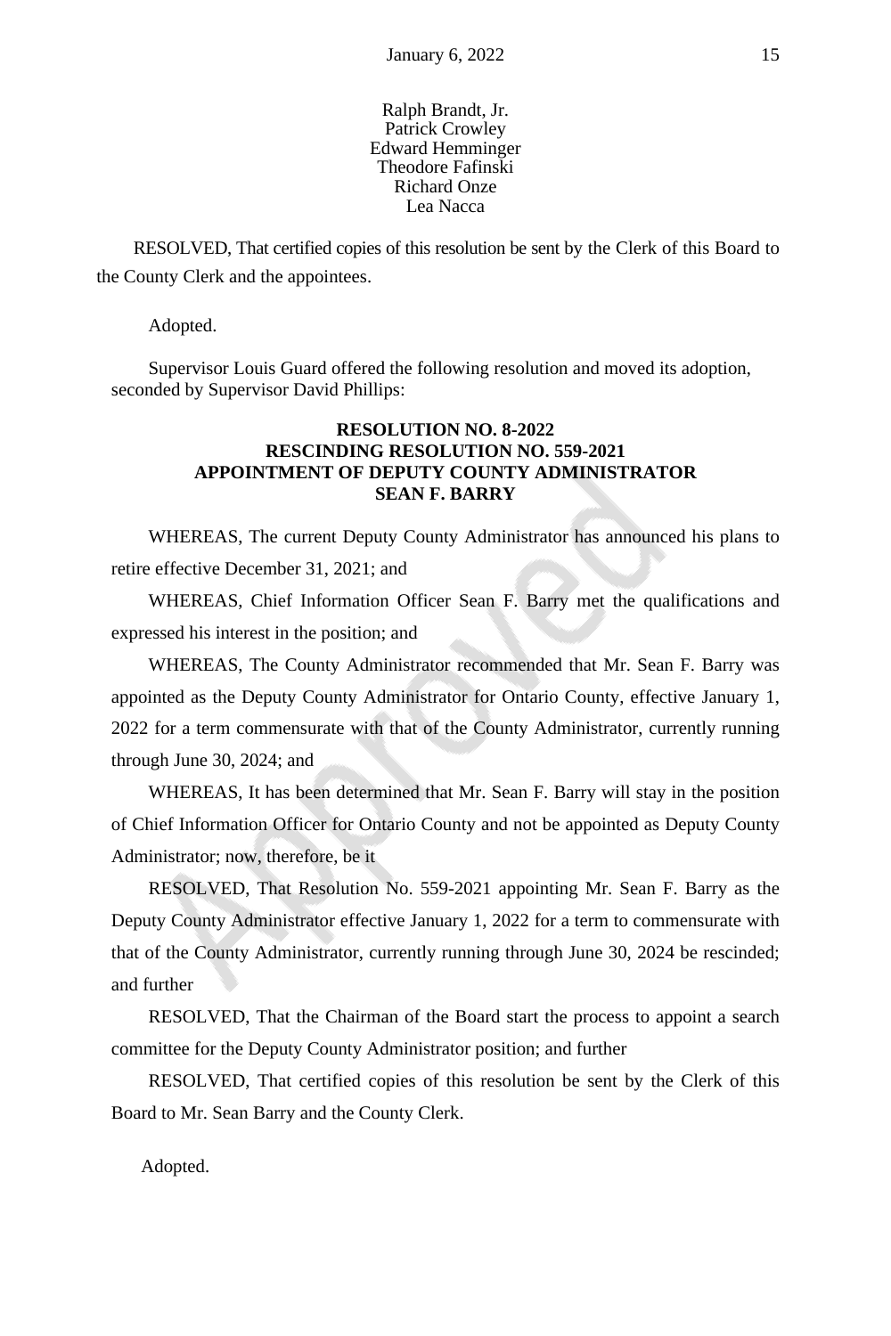Ralph Brandt, Jr.
Patrick Crowley
Edward Hemminger
Theodore Fafinski
Richard Onze
Lea Nacca

RESOLVED, That certified copies of this resolution be sent by the Clerk of this Board to the County Clerk and the appointees.

Adopted.

Supervisor Louis Guard offered the following resolution and moved its adoption, seconded by Supervisor David Phillips:

**RESOLUTION NO. 8-2022**
**RESCINDING RESOLUTION NO. 559-2021**
**APPOINTMENT OF DEPUTY COUNTY ADMINISTRATOR**
**SEAN F. BARRY**

WHEREAS, The current Deputy County Administrator has announced his plans to retire effective December 31, 2021; and

WHEREAS, Chief Information Officer Sean F. Barry met the qualifications and expressed his interest in the position; and

WHEREAS, The County Administrator recommended that Mr. Sean F. Barry was appointed as the Deputy County Administrator for Ontario County, effective January 1, 2022 for a term commensurate with that of the County Administrator, currently running through June 30, 2024; and

WHEREAS, It has been determined that Mr. Sean F. Barry will stay in the position of Chief Information Officer for Ontario County and not be appointed as Deputy County Administrator; now, therefore, be it

RESOLVED, That Resolution No. 559-2021 appointing Mr. Sean F. Barry as the Deputy County Administrator effective January 1, 2022 for a term to commensurate with that of the County Administrator, currently running through June 30, 2024 be rescinded; and further

RESOLVED, That the Chairman of the Board start the process to appoint a search committee for the Deputy County Administrator position; and further

RESOLVED, That certified copies of this resolution be sent by the Clerk of this Board to Mr. Sean Barry and the County Clerk.

Adopted.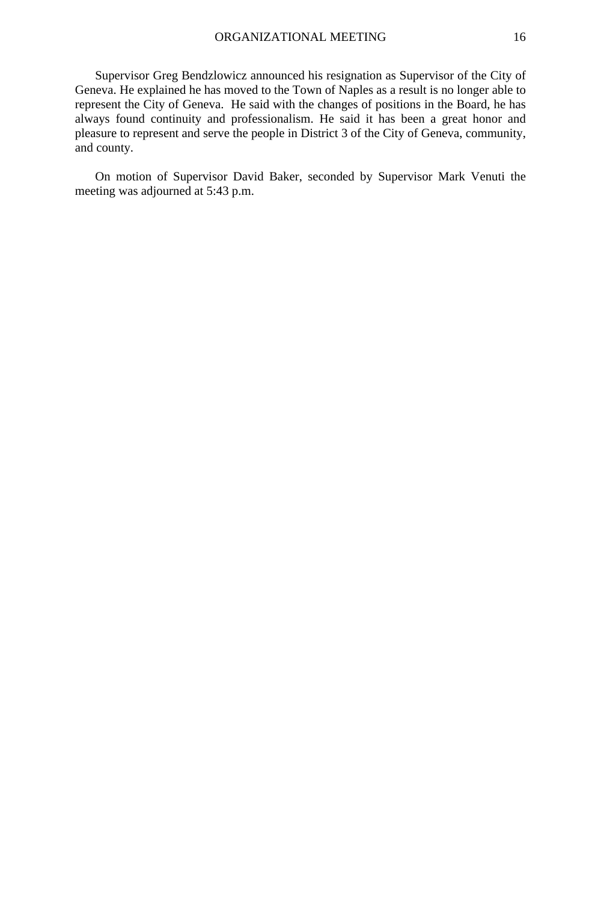Supervisor Greg Bendzlowicz announced his resignation as Supervisor of the City of Geneva. He explained he has moved to the Town of Naples as a result is no longer able to represent the City of Geneva. He said with the changes of positions in the Board, he has always found continuity and professionalism. He said it has been a great honor and pleasure to represent and serve the people in District 3 of the City of Geneva, community, and county.

On motion of Supervisor David Baker, seconded by Supervisor Mark Venuti the meeting was adjourned at 5:43 p.m.